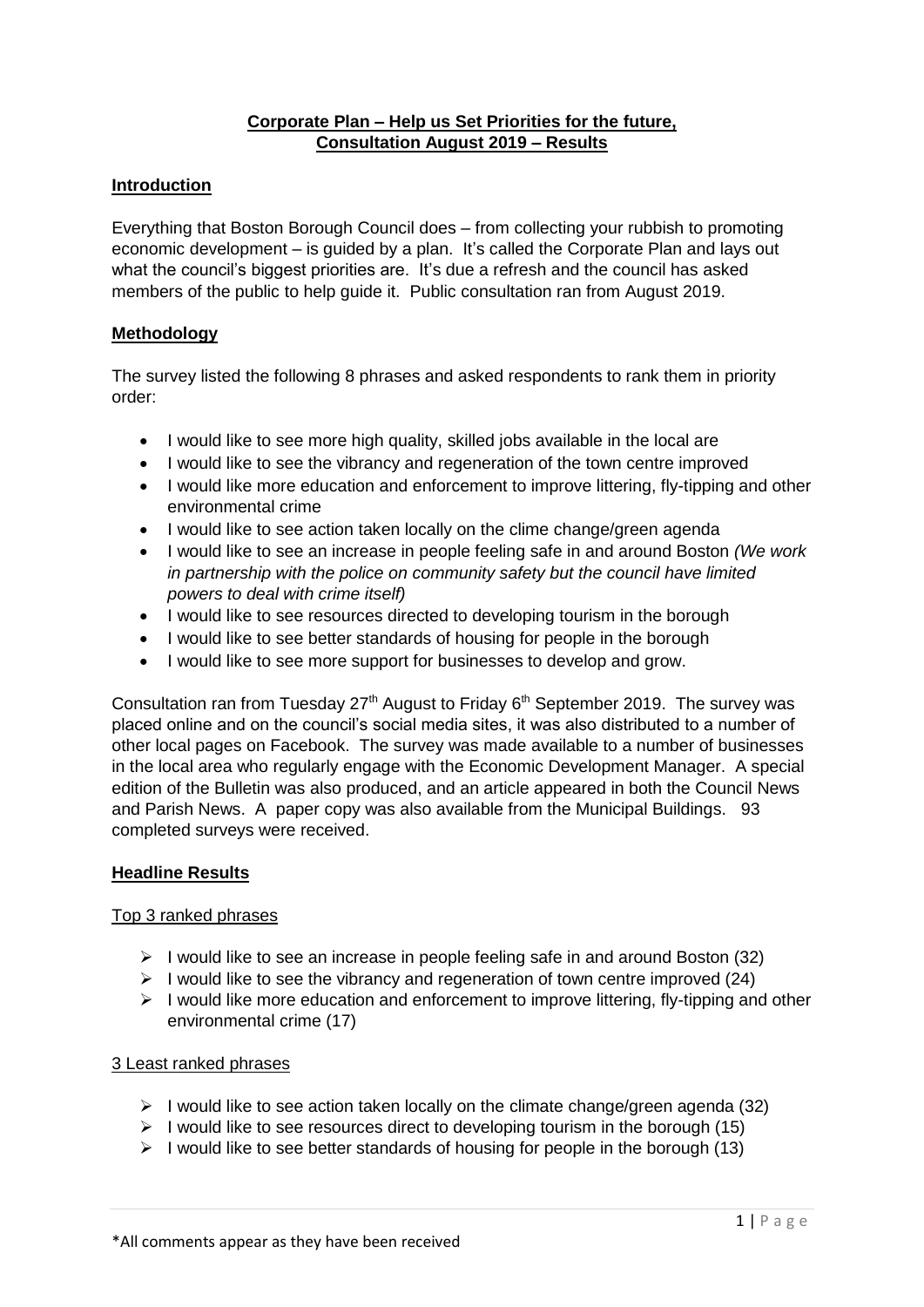**Corporate Plan – Help us Set Priorities for the future, Consultation August 2019 – Results**

## Introduction

Everything that Boston Borough Council does – from collecting your rubbish to promoting economic development – is guided by a plan. It's called the Corporate Plan and lays out what the council's biggest priorities are. It's due a refresh and the council has asked members of the public to help guide it. Public consultation ran from August 2019.

## Methodology

The survey listed the following 8 phrases and asked respondents to rank them in priority order:

- I would like to see more high quality, skilled jobs available in the local are
- I would like to see the vibrancy and regeneration of the town centre improved
- I would like more education and enforcement to improve littering, fly-tipping and other environmental crime
- I would like to see action taken locally on the clime change/green agenda
- I would like to see an increase in people feeling safe in and around Boston *(We work in partnership with the police on community safety but the council have limited powers to deal with crime itself)*
- I would like to see resources directed to developing tourism in the borough
- I would like to see better standards of housing for people in the borough
- I would like to see more support for businesses to develop and grow.

Consultation ran from Tuesday 27th August to Friday 6th September 2019. The survey was placed online and on the council's social media sites, it was also distributed to a number of other local pages on Facebook. The survey was made available to a number of businesses in the local area who regularly engage with the Economic Development Manager. A special edition of the Bulletin was also produced, and an article appeared in both the Council News and Parish News. A paper copy was also available from the Municipal Buildings. 93 completed surveys were received.

## Headline Results

### Top 3 ranked phrases

- I would like to see an increase in people feeling safe in and around Boston (32)
- I would like to see the vibrancy and regeneration of town centre improved (24)
- I would like more education and enforcement to improve littering, fly-tipping and other environmental crime (17)

### 3 Least ranked phrases

- I would like to see action taken locally on the climate change/green agenda (32)
- I would like to see resources direct to developing tourism in the borough (15)
- I would like to see better standards of housing for people in the borough (13)

\*All comments appear as they have been received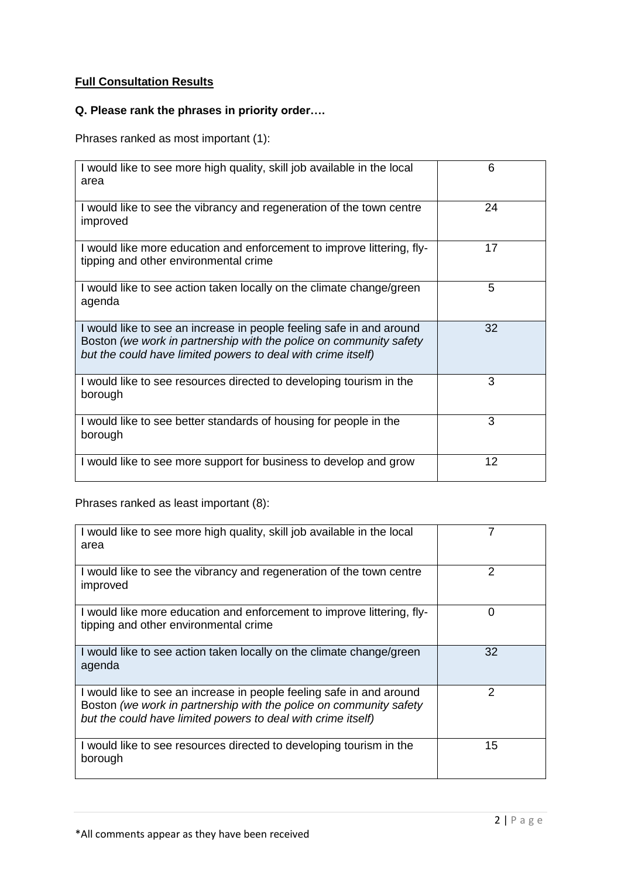**Full Consultation Results**

**Q. Please rank the phrases in priority order….**

Phrases ranked as most important (1):

| | |
|---|---|
| I would like to see more high quality, skill job available in the local area | 6 |
| I would like to see the vibrancy and regeneration of the town centre improved | 24 |
| I would like more education and enforcement to improve littering, fly-tipping and other environmental crime | 17 |
| I would like to see action taken locally on the climate change/green agenda | 5 |
| I would like to see an increase in people feeling safe in and around Boston *(we work in partnership with the police on community safety but the could have limited powers to deal with crime itself)* | 32 |
| I would like to see resources directed to developing tourism in the borough | 3 |
| I would like to see better standards of housing for people in the borough | 3 |
| I would like to see more support for business to develop and grow | 12 |

Phrases ranked as least important (8):

| | |
|---|---|
| I would like to see more high quality, skill job available in the local area | 7 |
| I would like to see the vibrancy and regeneration of the town centre improved | 2 |
| I would like more education and enforcement to improve littering, fly-tipping and other environmental crime | 0 |
| I would like to see action taken locally on the climate change/green agenda | 32 |
| I would like to see an increase in people feeling safe in and around Boston *(we work in partnership with the police on community safety but the could have limited powers to deal with crime itself)* | 2 |
| I would like to see resources directed to developing tourism in the borough | 15 |

*All comments appear as they have been received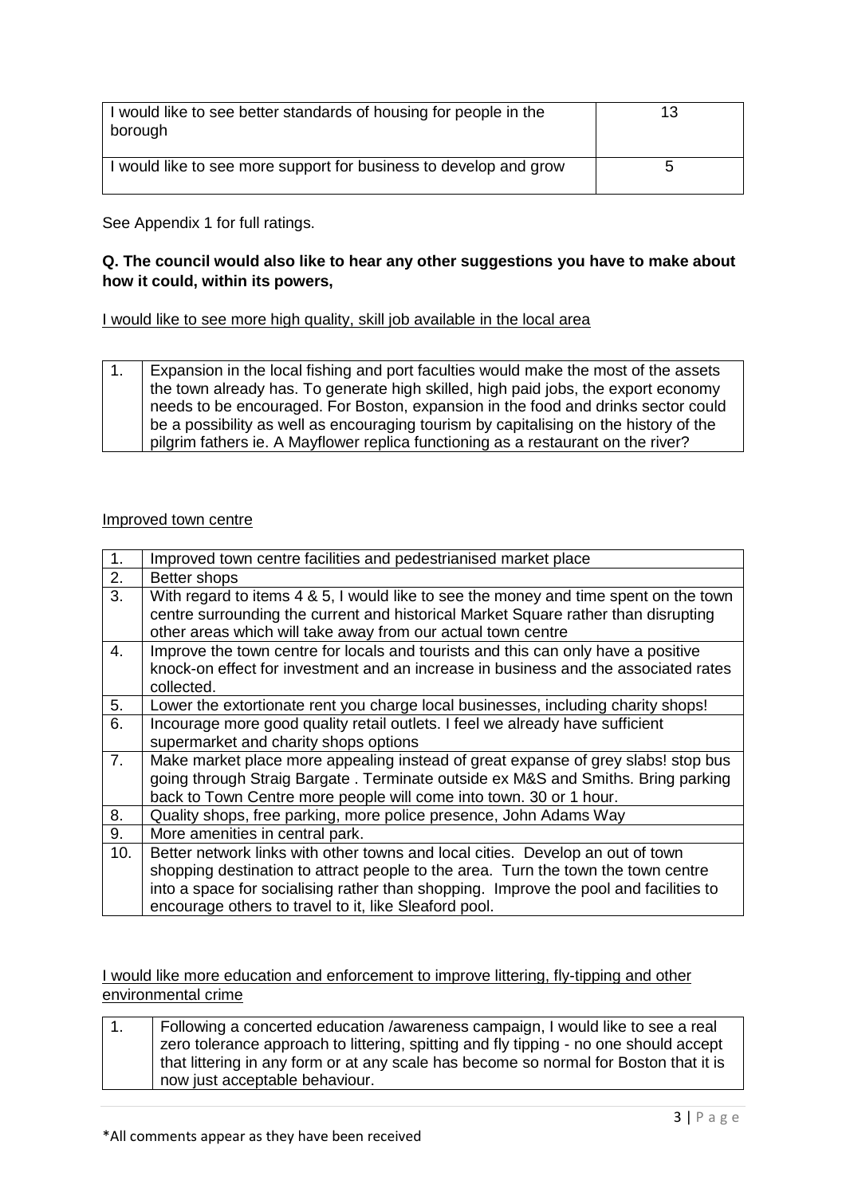| I would like to see better standards of housing for people in the borough | 13 |
|---|---|
| I would like to see more support for business to develop and grow | 5 |

See Appendix 1 for full ratings.

**Q. The council would also like to hear any other suggestions you have to make about how it could, within its powers,**

I would like to see more high quality, skill job available in the local area

| 1. | Expansion in the local fishing and port faculties would make the most of the assets the town already has. To generate high skilled, high paid jobs, the export economy needs to be encouraged. For Boston, expansion in the food and drinks sector could be a possibility as well as encouraging tourism by capitalising on the history of the pilgrim fathers ie. A Mayflower replica functioning as a restaurant on the river? |
|---|---|

Improved town centre

| 1. | Improved town centre facilities and pedestrianised market place |
|---|---|
| 2. | Better shops |
| 3. | With regard to items 4 & 5, I would like to see the money and time spent on the town centre surrounding the current and historical Market Square rather than disrupting other areas which will take away from our actual town centre |
| 4. | Improve the town centre for locals and tourists and this can only have a positive knock-on effect for investment and an increase in business and the associated rates collected. |
| 5. | Lower the extortionate rent you charge local businesses, including charity shops! |
| 6. | Incourage more good quality retail outlets. I feel we already have sufficient supermarket and charity shops options |
| 7. | Make market place more appealing instead of great expanse of grey slabs! stop bus going through Straig Bargate . Terminate outside ex M&S and Smiths. Bring parking back to Town Centre more people will come into town. 30 or 1 hour. |
| 8. | Quality shops, free parking, more police presence, John Adams Way |
| 9. | More amenities in central park. |
| 10. | Better network links with other towns and local cities. Develop an out of town shopping destination to attract people to the area. Turn the town the town centre into a space for socialising rather than shopping. Improve the pool and facilities to encourage others to travel to it, like Sleaford pool. |

I would like more education and enforcement to improve littering, fly-tipping and other environmental crime

| 1. | Following a concerted education /awareness campaign, I would like to see a real zero tolerance approach to littering, spitting and fly tipping - no one should accept that littering in any form or at any scale has become so normal for Boston that it is now just acceptable behaviour. |
|---|---|

*All comments appear as they have been received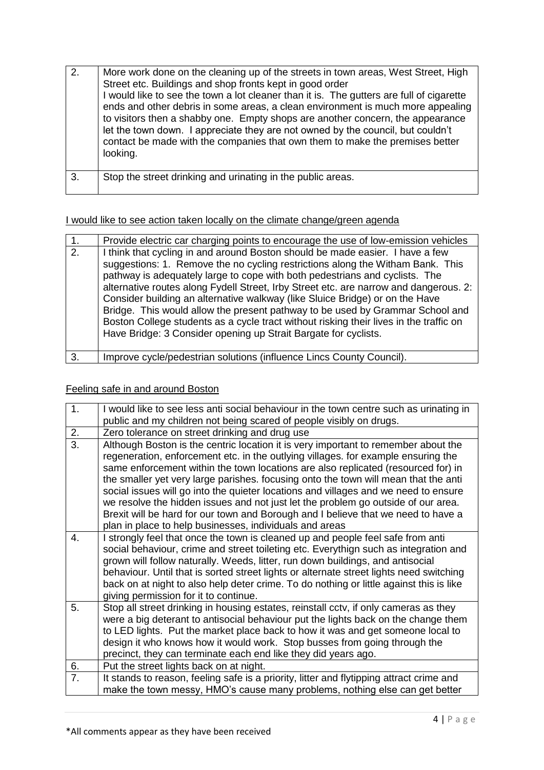| 2. | More work done on the cleaning up of the streets in town areas, West Street, High Street etc. Buildings and shop fronts kept in good order<br>I would like to see the town a lot cleaner than it is. The gutters are full of cigarette ends and other debris in some areas, a clean environment is much more appealing to visitors then a shabby one. Empty shops are another concern, the appearance let the town down. I appreciate they are not owned by the council, but couldn't contact be made with the companies that own them to make the premises better looking. |
|---|---|
| 3. | Stop the street drinking and urinating in the public areas. |

<u>I would like to see action taken locally on the climate change/green agenda</u>

| 1. | Provide electric car charging points to encourage the use of low-emission vehicles |
|---|---|
| 2. | I think that cycling in and around Boston should be made easier. I have a few suggestions: 1. Remove the no cycling restrictions along the Witham Bank. This pathway is adequately large to cope with both pedestrians and cyclists. The alternative routes along Fydell Street, Irby Street etc. are narrow and dangerous. 2: Consider building an alternative walkway (like Sluice Bridge) or on the Have Bridge. This would allow the present pathway to be used by Grammar School and Boston College students as a cycle tract without risking their lives in the traffic on Have Bridge: 3 Consider opening up Strait Bargate for cyclists. |
| 3. | Improve cycle/pedestrian solutions (influence Lincs County Council). |

<u>Feeling safe in and around Boston</u>

| 1. | I would like to see less anti social behaviour in the town centre such as urinating in public and my children not being scared of people visibly on drugs. |
|---|---|
| 2. | Zero tolerance on street drinking and drug use |
| 3. | Although Boston is the centric location it is very important to remember about the regeneration, enforcement etc. in the outlying villages. for example ensuring the same enforcement within the town locations are also replicated (resourced for) in the smaller yet very large parishes. focusing onto the town will mean that the anti social issues will go into the quieter locations and villages and we need to ensure we resolve the hidden issues and not just let the problem go outside of our area. Brexit will be hard for our town and Borough and I believe that we need to have a plan in place to help businesses, individuals and areas |
| 4. | I strongly feel that once the town is cleaned up and people feel safe from anti social behaviour, crime and street toileting etc. Everythign such as integration and grown will follow naturally. Weeds, litter, run down buildings, and antisocial behaviour. Until that is sorted street lights or alternate street lights need switching back on at night to also help deter crime. To do nothing or little against this is like giving permission for it to continue. |
| 5. | Stop all street drinking in housing estates, reinstall cctv, if only cameras as they were a big deterant to antisocial behaviour put the lights back on the change them to LED lights. Put the market place back to how it was and get someone local to design it who knows how it would work. Stop busses from going through the precinct, they can terminate each end like they did years ago. |
| 6. | Put the street lights back on at night. |
| 7. | It stands to reason, feeling safe is a priority, litter and flytipping attract crime and make the town messy, HMO's cause many problems, nothing else can get better |

*All comments appear as they have been received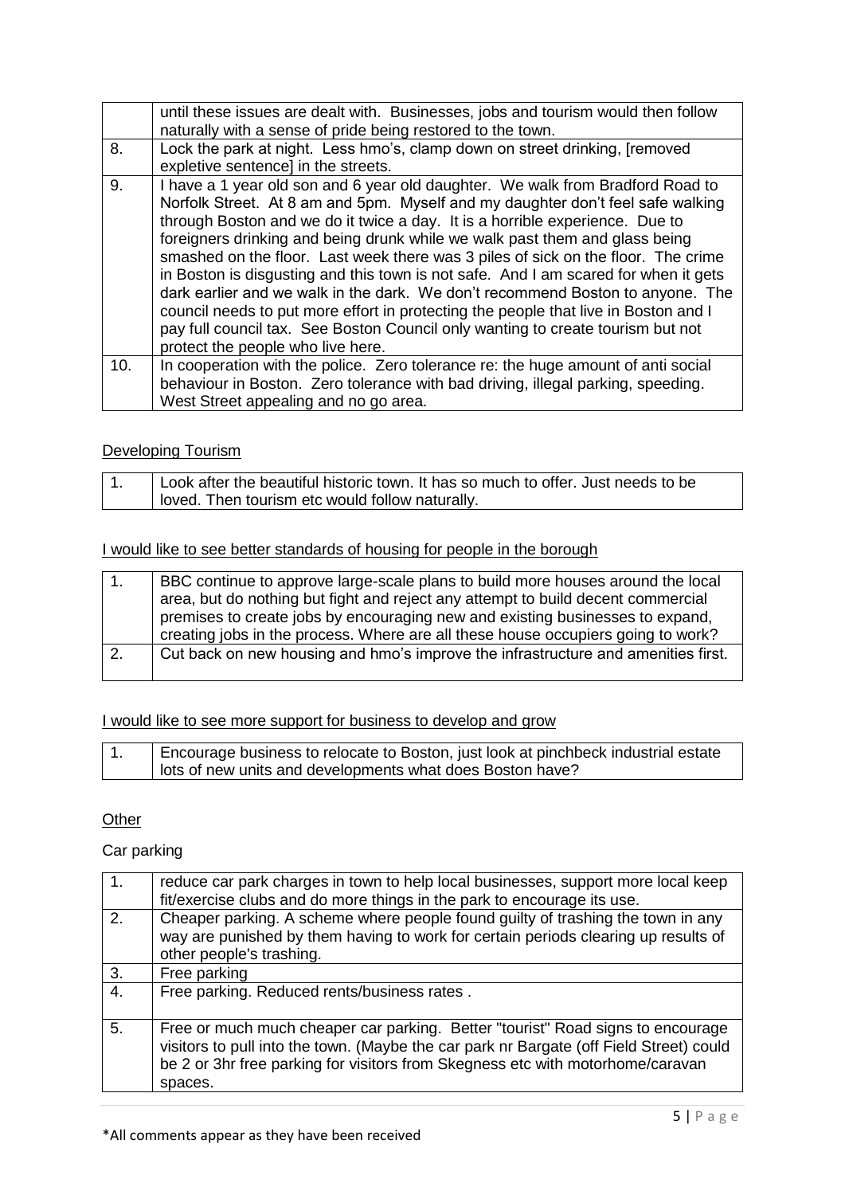|  |  |
|---|---|
|  | until these issues are dealt with. Businesses, jobs and tourism would then follow naturally with a sense of pride being restored to the town. |
| 8. | Lock the park at night. Less hmo's, clamp down on street drinking, [removed expletive sentence] in the streets. |
| 9. | I have a 1 year old son and 6 year old daughter. We walk from Bradford Road to Norfolk Street. At 8 am and 5pm. Myself and my daughter don't feel safe walking through Boston and we do it twice a day. It is a horrible experience. Due to foreigners drinking and being drunk while we walk past them and glass being smashed on the floor. Last week there was 3 piles of sick on the floor. The crime in Boston is disgusting and this town is not safe. And I am scared for when it gets dark earlier and we walk in the dark. We don't recommend Boston to anyone. The council needs to put more effort in protecting the people that live in Boston and I pay full council tax. See Boston Council only wanting to create tourism but not protect the people who live here. |
| 10. | In cooperation with the police. Zero tolerance re: the huge amount of anti social behaviour in Boston. Zero tolerance with bad driving, illegal parking, speeding. West Street appealing and no go area. |

<u>Developing Tourism</u>

|  |  |
|---|---|
| 1. | Look after the beautiful historic town. It has so much to offer. Just needs to be loved. Then tourism etc would follow naturally. |

<u>I would like to see better standards of housing for people in the borough</u>

|  |  |
|---|---|
| 1. | BBC continue to approve large-scale plans to build more houses around the local area, but do nothing but fight and reject any attempt to build decent commercial premises to create jobs by encouraging new and existing businesses to expand, creating jobs in the process. Where are all these house occupiers going to work? |
| 2. | Cut back on new housing and hmo's improve the infrastructure and amenities first. |

<u>I would like to see more support for business to develop and grow</u>

|  |  |
|---|---|
| 1. | Encourage business to relocate to Boston, just look at pinchbeck industrial estate lots of new units and developments what does Boston have? |

<u>Other</u>

Car parking

|  |  |
|---|---|
| 1. | reduce car park charges in town to help local businesses, support more local keep fit/exercise clubs and do more things in the park to encourage its use. |
| 2. | Cheaper parking. A scheme where people found guilty of trashing the town in any way are punished by them having to work for certain periods clearing up results of other people's trashing. |
| 3. | Free parking |
| 4. | Free parking. Reduced rents/business rates . |
| 5. | Free or much much cheaper car parking. Better "tourist" Road signs to encourage visitors to pull into the town. (Maybe the car park nr Bargate (off Field Street) could be 2 or 3hr free parking for visitors from Skegness etc with motorhome/caravan spaces. |

*All comments appear as they have been received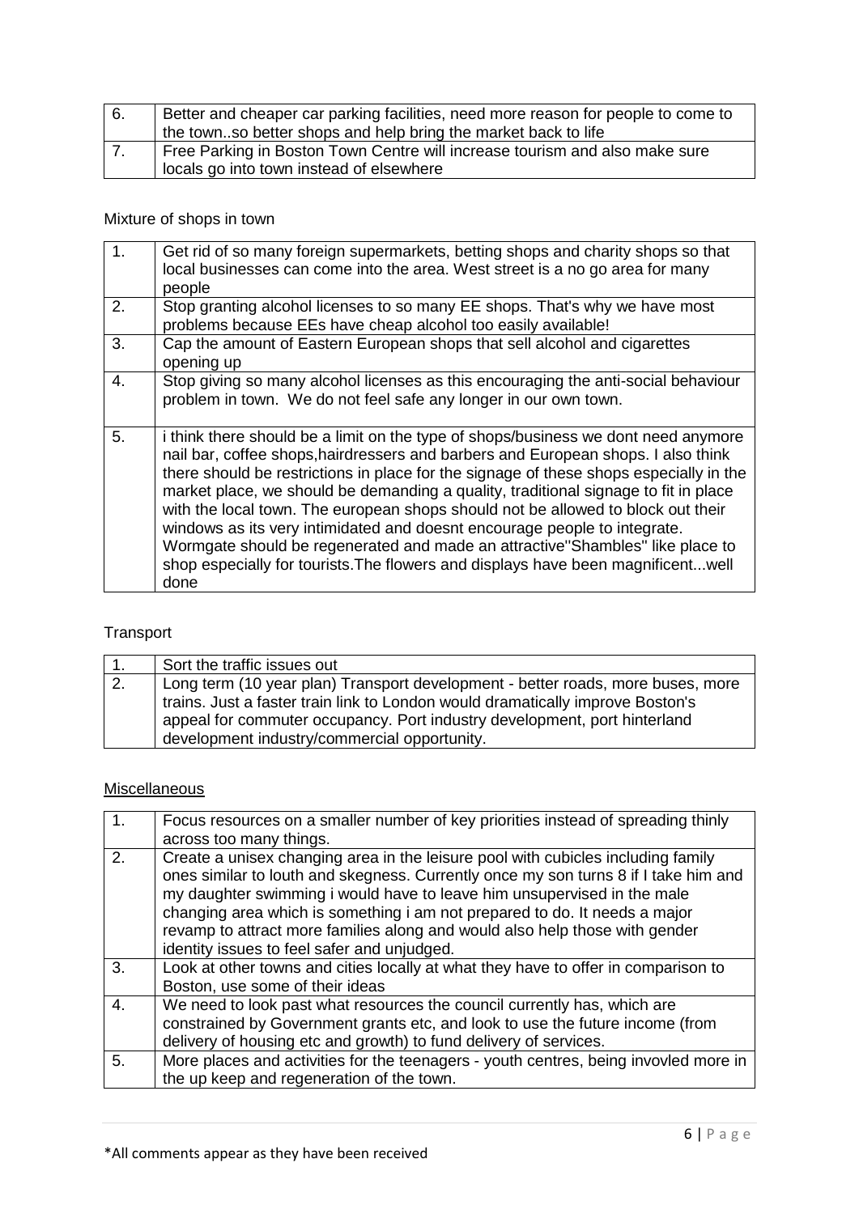| 6. | Better and cheaper car parking facilities, need more reason for people to come to the town..so better shops and help bring the market back to life |
|---|---|
| 7. | Free Parking in Boston Town Centre will increase tourism and also make sure locals go into town instead of elsewhere |

Mixture of shops in town

| 1. | Get rid of so many foreign supermarkets, betting shops and charity shops so that local businesses can come into the area. West street is a no go area for many people |
|---|---|
| 2. | Stop granting alcohol licenses to so many EE shops. That's why we have most problems because EEs have cheap alcohol too easily available! |
| 3. | Cap the amount of Eastern European shops that sell alcohol and cigarettes opening up |
| 4. | Stop giving so many alcohol licenses as this encouraging the anti-social behaviour problem in town. We do not feel safe any longer in our own town. |
| 5. | i think there should be a limit on the type of shops/business we dont need anymore nail bar, coffee shops,hairdressers and barbers and European shops. I also think there should be restrictions in place for the signage of these shops especially in the market place, we should be demanding a quality, traditional signage to fit in place with the local town. The european shops should not be allowed to block out their windows as its very intimidated and doesnt encourage people to integrate. Wormgate should be regenerated and made an attractive"Shambles" like place to shop especially for tourists.The flowers and displays have been magnificent...well done |

Transport

| 1. | Sort the traffic issues out |
|---|---|
| 2. | Long term (10 year plan) Transport development - better roads, more buses, more trains. Just a faster train link to London would dramatically improve Boston's appeal for commuter occupancy. Port industry development, port hinterland development industry/commercial opportunity. |

Miscellaneous

| 1. | Focus resources on a smaller number of key priorities instead of spreading thinly across too many things. |
|---|---|
| 2. | Create a unisex changing area in the leisure pool with cubicles including family ones similar to louth and skegness. Currently once my son turns 8 if I take him and my daughter swimming i would have to leave him unsupervised in the male changing area which is something i am not prepared to do. It needs a major revamp to attract more families along and would also help those with gender identity issues to feel safer and unjudged. |
| 3. | Look at other towns and cities locally at what they have to offer in comparison to Boston, use some of their ideas |
| 4. | We need to look past what resources the council currently has, which are constrained by Government grants etc, and look to use the future income (from delivery of housing etc and growth) to fund delivery of services. |
| 5. | More places and activities for the teenagers - youth centres, being invovled more in the up keep and regeneration of the town. |

*All comments appear as they have been received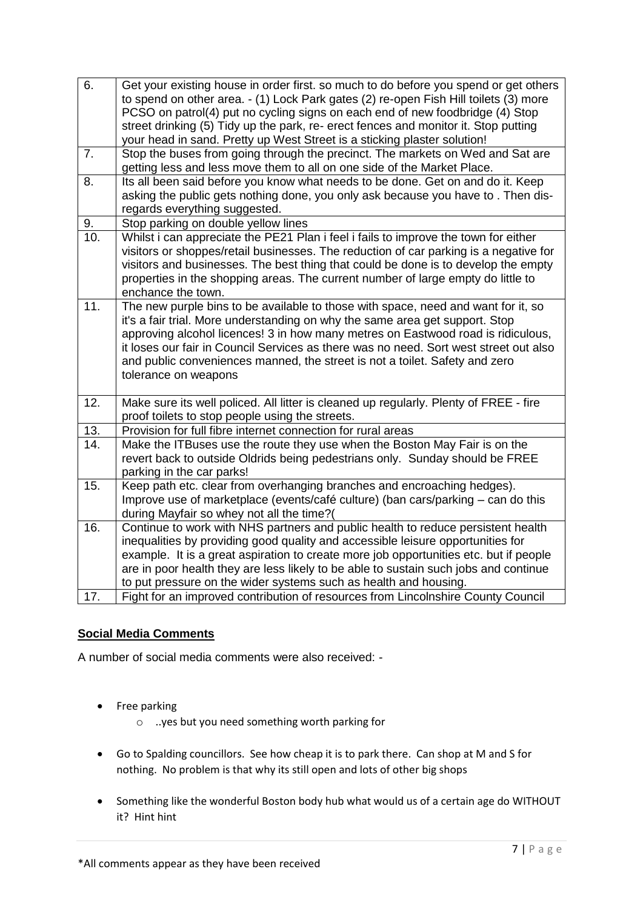| 6. | Get your existing house in order first. so much to do before you spend or get others to spend on other area. - (1) Lock Park gates (2) re-open Fish Hill toilets (3) more PCSO on patrol(4) put no cycling signs on each end of new foodbridge (4) Stop street drinking (5) Tidy up the park, re- erect fences and monitor it. Stop putting your head in sand. Pretty up West Street is a sticking plaster solution! |
|---|---|
| 7. | Stop the buses from going through the precinct. The markets on Wed and Sat are getting less and less move them to all on one side of the Market Place. |
| 8. | Its all been said before you know what needs to be done. Get on and do it. Keep asking the public gets nothing done, you only ask because you have to . Then dis-regards everything suggested. |
| 9. | Stop parking on double yellow lines |
| 10. | Whilst i can appreciate the PE21 Plan i feel i fails to improve the town for either visitors or shoppes/retail businesses. The reduction of car parking is a negative for visitors and businesses. The best thing that could be done is to develop the empty properties in the shopping areas. The current number of large empty do little to enchance the town. |
| 11. | The new purple bins to be available to those with space, need and want for it, so it's a fair trial. More understanding on why the same area get support. Stop approving alcohol licences! 3 in how many metres on Eastwood road is ridiculous, it loses our fair in Council Services as there was no need. Sort west street out also and public conveniences manned, the street is not a toilet. Safety and zero tolerance on weapons |
| 12. | Make sure its well policed. All litter is cleaned up regularly. Plenty of FREE - fire proof toilets to stop people using the streets. |
| 13. | Provision for full fibre internet connection for rural areas |
| 14. | Make the ITBuses use the route they use when the Boston May Fair is on the revert back to outside Oldrids being pedestrians only. Sunday should be FREE parking in the car parks! |
| 15. | Keep path etc. clear from overhanging branches and encroaching hedges). Improve use of marketplace (events/café culture) (ban cars/parking – can do this during Mayfair so whey not all the time?( |
| 16. | Continue to work with NHS partners and public health to reduce persistent health inequalities by providing good quality and accessible leisure opportunities for example. It is a great aspiration to create more job opportunities etc. but if people are in poor health they are less likely to be able to sustain such jobs and continue to put pressure on the wider systems such as health and housing. |
| 17. | Fight for an improved contribution of resources from Lincolnshire County Council |

## Social Media Comments

A number of social media comments were also received: -

- Free parking
  - ..yes but you need something worth parking for
- Go to Spalding councillors. See how cheap it is to park there. Can shop at M and S for nothing. No problem is that why its still open and lots of other big shops
- Something like the wonderful Boston body hub what would us of a certain age do WITHOUT it? Hint hint

*All comments appear as they have been received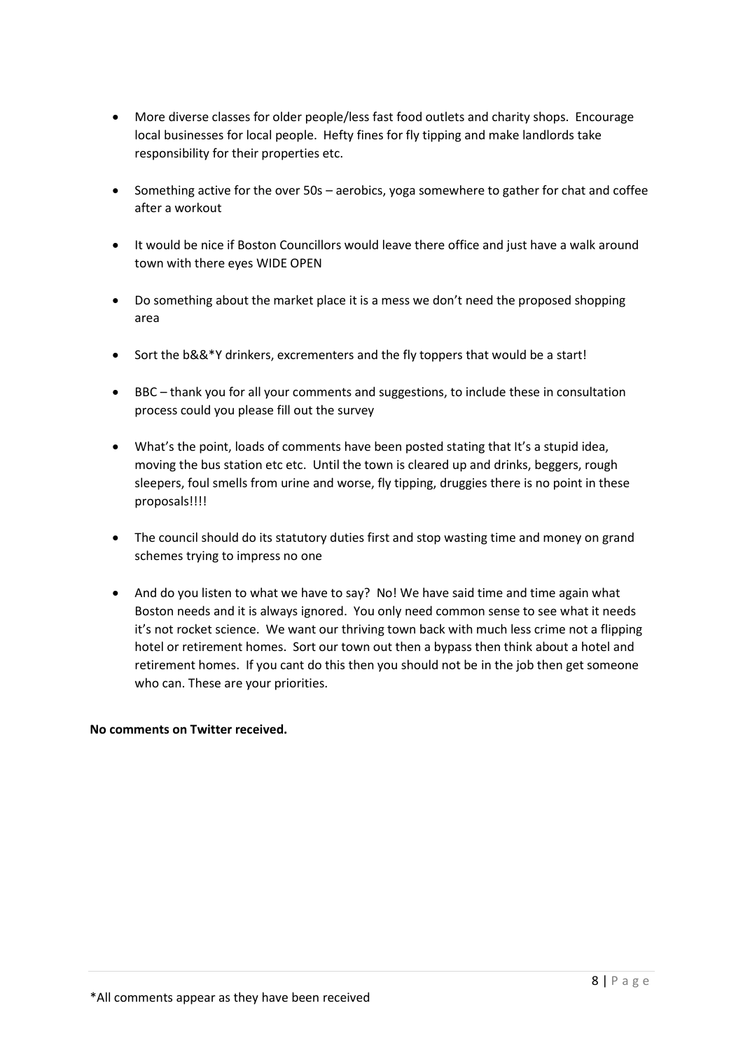- More diverse classes for older people/less fast food outlets and charity shops. Encourage local businesses for local people. Hefty fines for fly tipping and make landlords take responsibility for their properties etc.

- Something active for the over 50s – aerobics, yoga somewhere to gather for chat and coffee after a workout

- It would be nice if Boston Councillors would leave there office and just have a walk around town with there eyes WIDE OPEN

- Do something about the market place it is a mess we don't need the proposed shopping area

- Sort the b&&*Y drinkers, excrementers and the fly toppers that would be a start!

- BBC – thank you for all your comments and suggestions, to include these in consultation process could you please fill out the survey

- What's the point, loads of comments have been posted stating that It's a stupid idea, moving the bus station etc etc. Until the town is cleared up and drinks, beggers, rough sleepers, foul smells from urine and worse, fly tipping, druggies there is no point in these proposals!!!!

- The council should do its statutory duties first and stop wasting time and money on grand schemes trying to impress no one

- And do you listen to what we have to say? No! We have said time and time again what Boston needs and it is always ignored. You only need common sense to see what it needs it's not rocket science. We want our thriving town back with much less crime not a flipping hotel or retirement homes. Sort our town out then a bypass then think about a hotel and retirement homes. If you cant do this then you should not be in the job then get someone who can. These are your priorities.

**No comments on Twitter received.**

*All comments appear as they have been received